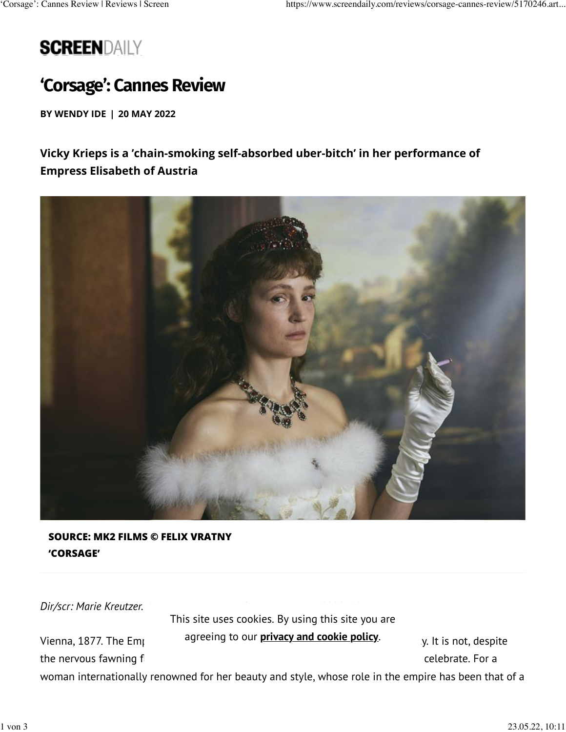**SCREENDAILY**

# 'Corsage': Cannes Review

**BY WENDY IDE | 20 MAY 2022**

**Vicky Krieps is a 'chain-smoking self-absorbed uber-bitch' in her performance of Empress Elisabeth of Austria**

**SOURCE: MK2 FILMS © FELIX VRATNY**
**'CORSAGE'**

*Dir/scr: Marie Kreutzer.*

This site uses cookies. By using this site you are agreeing to our **privacy and cookie policy**.

Vienna, 1877. The Emp y. It is not, despite the nervous fawning f celebrate. For a woman internationally renowned for her beauty and style, whose role in the empire has been that of a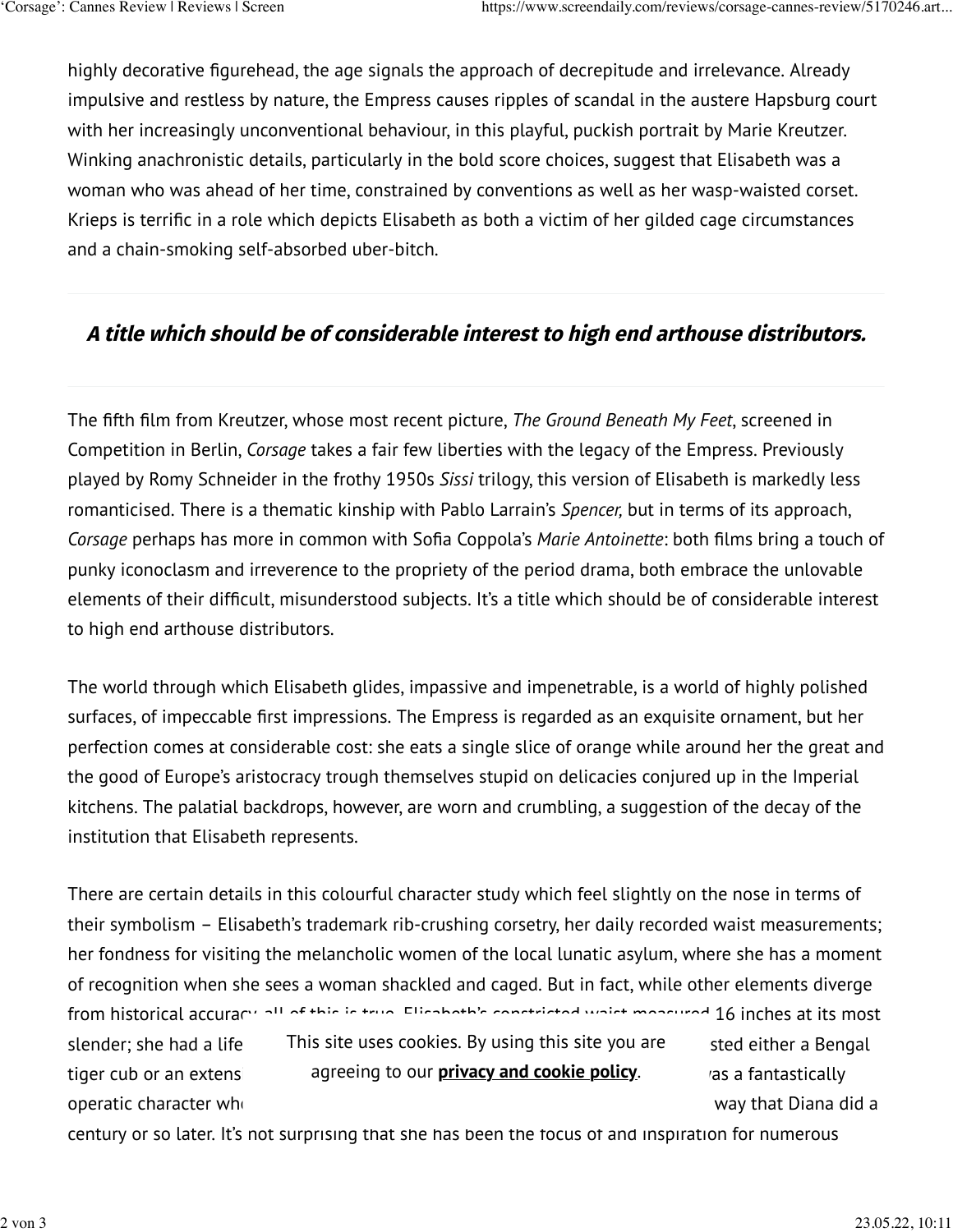highly decorative figurehead, the age signals the approach of decrepitude and irrelevance. Already impulsive and restless by nature, the Empress causes ripples of scandal in the austere Hapsburg court with her increasingly unconventional behaviour, in this playful, puckish portrait by Marie Kreutzer. Winking anachronistic details, particularly in the bold score choices, suggest that Elisabeth was a woman who was ahead of her time, constrained by conventions as well as her wasp-waisted corset. Krieps is terrific in a role which depicts Elisabeth as both a victim of her gilded cage circumstances and a chain-smoking self-absorbed uber-bitch.

***A title which should be of considerable interest to high end arthouse distributors.***

The fifth film from Kreutzer, whose most recent picture, *The Ground Beneath My Feet*, screened in Competition in Berlin, *Corsage* takes a fair few liberties with the legacy of the Empress. Previously played by Romy Schneider in the frothy 1950s *Sissi* trilogy, this version of Elisabeth is markedly less romanticised. There is a thematic kinship with Pablo Larrain's *Spencer,* but in terms of its approach, *Corsage* perhaps has more in common with Sofia Coppola's *Marie Antoinette*: both films bring a touch of punky iconoclasm and irreverence to the propriety of the period drama, both embrace the unlovable elements of their difficult, misunderstood subjects. It's a title which should be of considerable interest to high end arthouse distributors.

The world through which Elisabeth glides, impassive and impenetrable, is a world of highly polished surfaces, of impeccable first impressions. The Empress is regarded as an exquisite ornament, but her perfection comes at considerable cost: she eats a single slice of orange while around her the great and the good of Europe's aristocracy trough themselves stupid on delicacies conjured up in the Imperial kitchens. The palatial backdrops, however, are worn and crumbling, a suggestion of the decay of the institution that Elisabeth represents.

There are certain details in this colourful character study which feel slightly on the nose in terms of their symbolism – Elisabeth's trademark rib-crushing corsetry, her daily recorded waist measurements; her fondness for visiting the melancholic women of the local lunatic asylum, where she has a moment of recognition when she sees a woman shackled and caged. But in fact, while other elements diverge from historical accuracy, all of this is true. Elisabeth's constricted waist measured 16 inches at its most slender; she had a life [...] sted either a Bengal tiger cub or an extens[...] as a fantastically operatic character wh[...] way that Diana did a century or so later. It's not surprising that she has been the focus of and inspiration for numerous

This site uses cookies. By using this site you are agreeing to our **privacy and cookie policy**.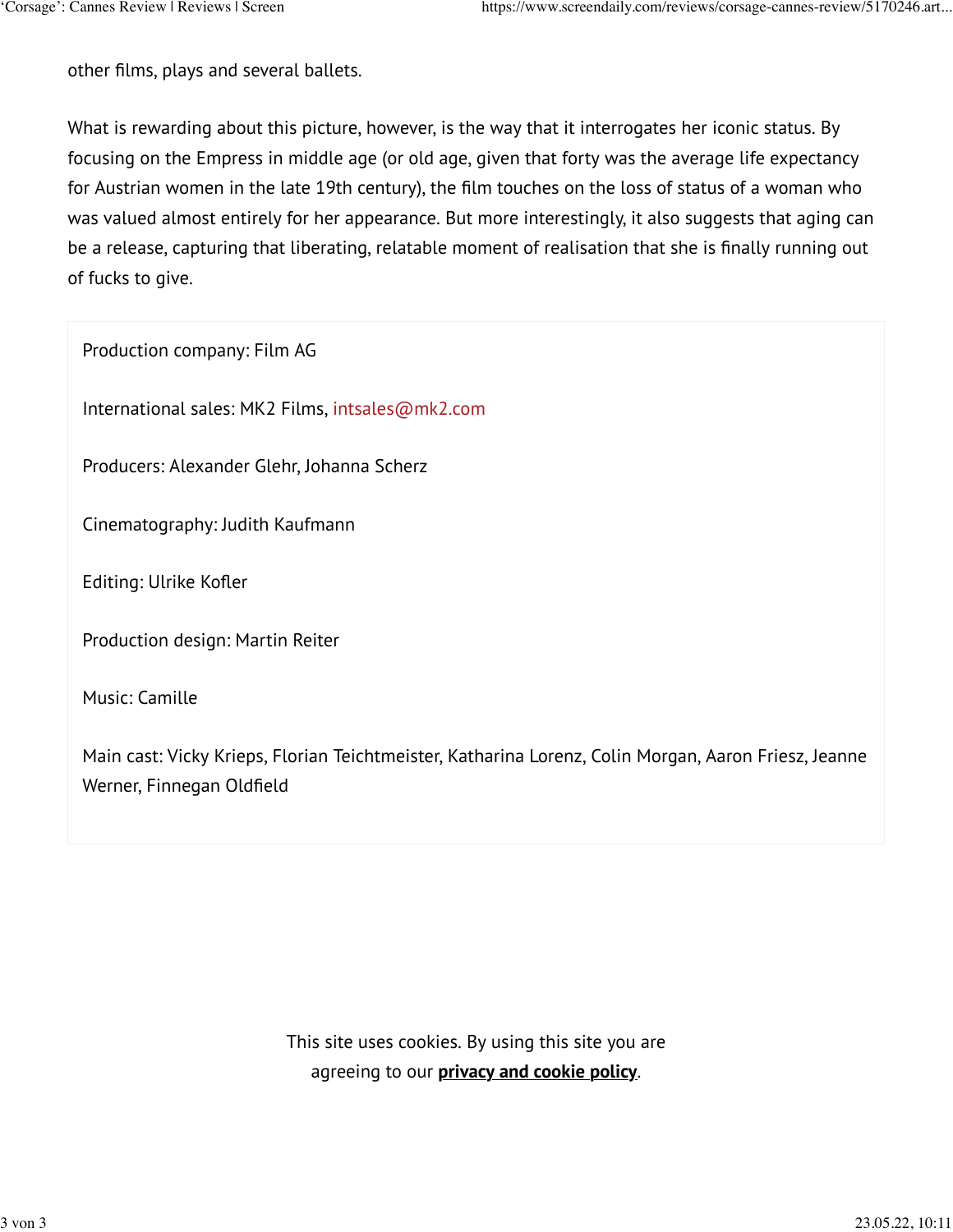other films, plays and several ballets.

What is rewarding about this picture, however, is the way that it interrogates her iconic status. By focusing on the Empress in middle age (or old age, given that forty was the average life expectancy for Austrian women in the late 19th century), the film touches on the loss of status of a woman who was valued almost entirely for her appearance. But more interestingly, it also suggests that aging can be a release, capturing that liberating, relatable moment of realisation that she is finally running out of fucks to give.

Production company: Film AG

International sales: MK2 Films, intsales@mk2.com

Producers: Alexander Glehr, Johanna Scherz

Cinematography: Judith Kaufmann

Editing: Ulrike Kofler

Production design: Martin Reiter

Music: Camille

Main cast: Vicky Krieps, Florian Teichtmeister, Katharina Lorenz, Colin Morgan, Aaron Friesz, Jeanne Werner, Finnegan Oldfield

This site uses cookies. By using this site you are agreeing to our **privacy and cookie policy**.